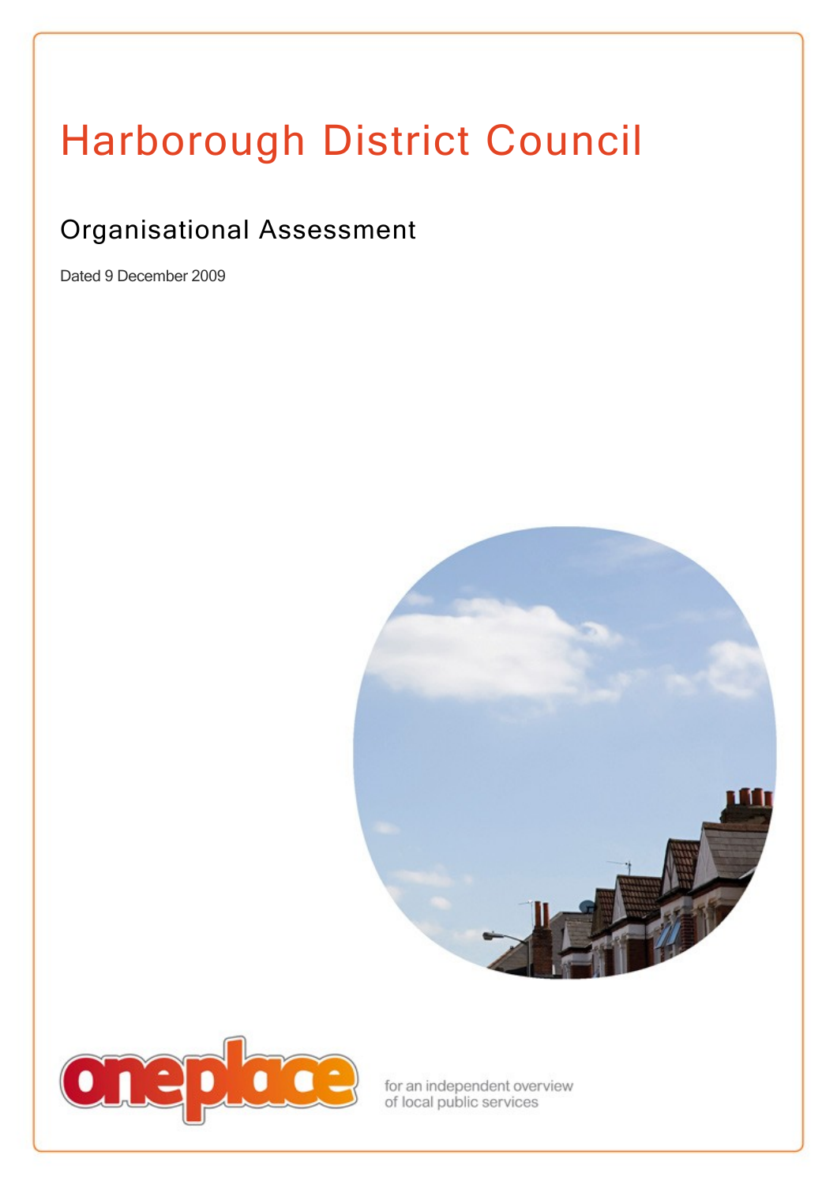# Harborough District Council

## Organisational Assessment

Dated 9 December 2009

oneplace

for an independent overview
of local public services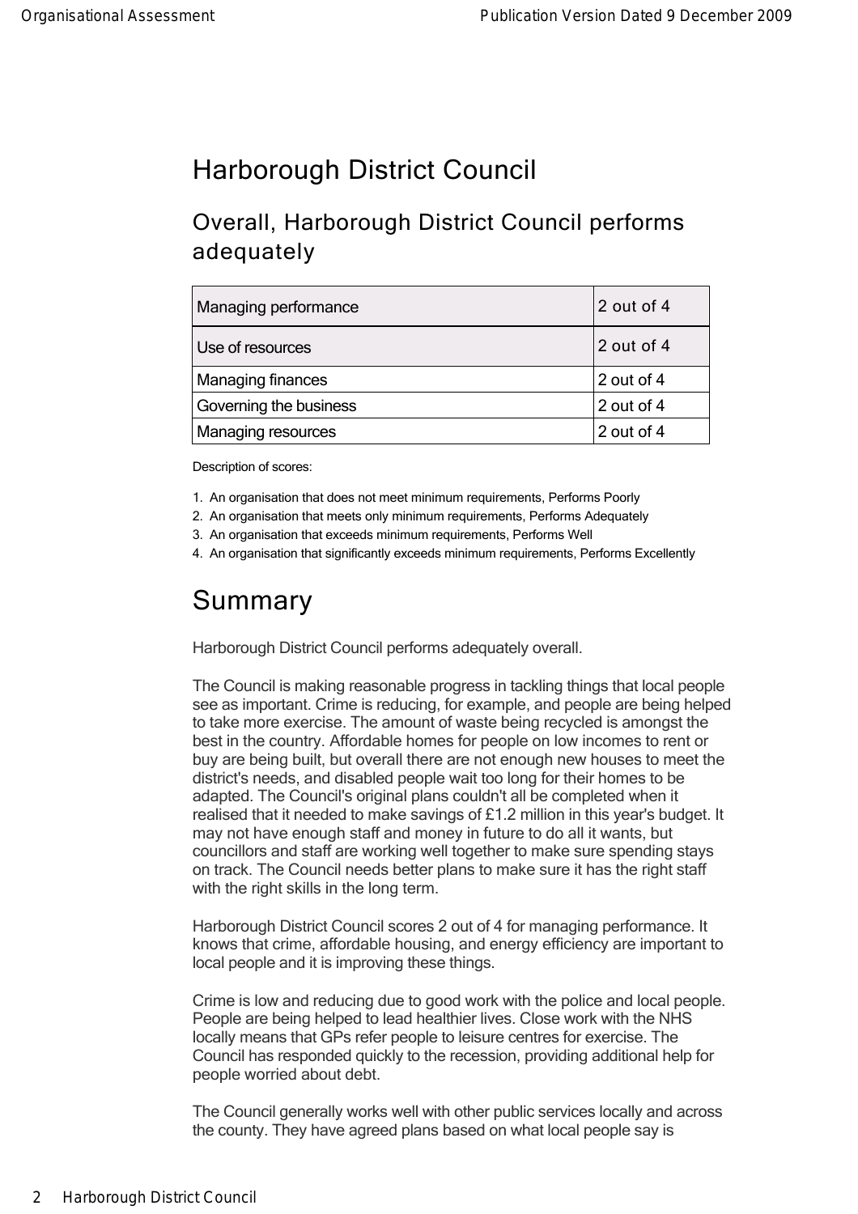# Harborough District Council

## Overall, Harborough District Council performs adequately

| | |
|---|---|
| Managing performance | 2 out of 4 |
| Use of resources | 2 out of 4 |
| Managing finances | 2 out of 4 |
| Governing the business | 2 out of 4 |
| Managing resources | 2 out of 4 |

Description of scores:

1. An organisation that does not meet minimum requirements, Performs Poorly
2. An organisation that meets only minimum requirements, Performs Adequately
3. An organisation that exceeds minimum requirements, Performs Well
4. An organisation that significantly exceeds minimum requirements, Performs Excellently

# Summary

Harborough District Council performs adequately overall.

The Council is making reasonable progress in tackling things that local people see as important. Crime is reducing, for example, and people are being helped to take more exercise. The amount of waste being recycled is amongst the best in the country. Affordable homes for people on low incomes to rent or buy are being built, but overall there are not enough new houses to meet the district's needs, and disabled people wait too long for their homes to be adapted. The Council's original plans couldn't all be completed when it realised that it needed to make savings of £1.2 million in this year's budget. It may not have enough staff and money in future to do all it wants, but councillors and staff are working well together to make sure spending stays on track. The Council needs better plans to make sure it has the right staff with the right skills in the long term.

Harborough District Council scores 2 out of 4 for managing performance. It knows that crime, affordable housing, and energy efficiency are important to local people and it is improving these things.

Crime is low and reducing due to good work with the police and local people. People are being helped to lead healthier lives. Close work with the NHS locally means that GPs refer people to leisure centres for exercise. The Council has responded quickly to the recession, providing additional help for people worried about debt.

The Council generally works well with other public services locally and across the county. They have agreed plans based on what local people say is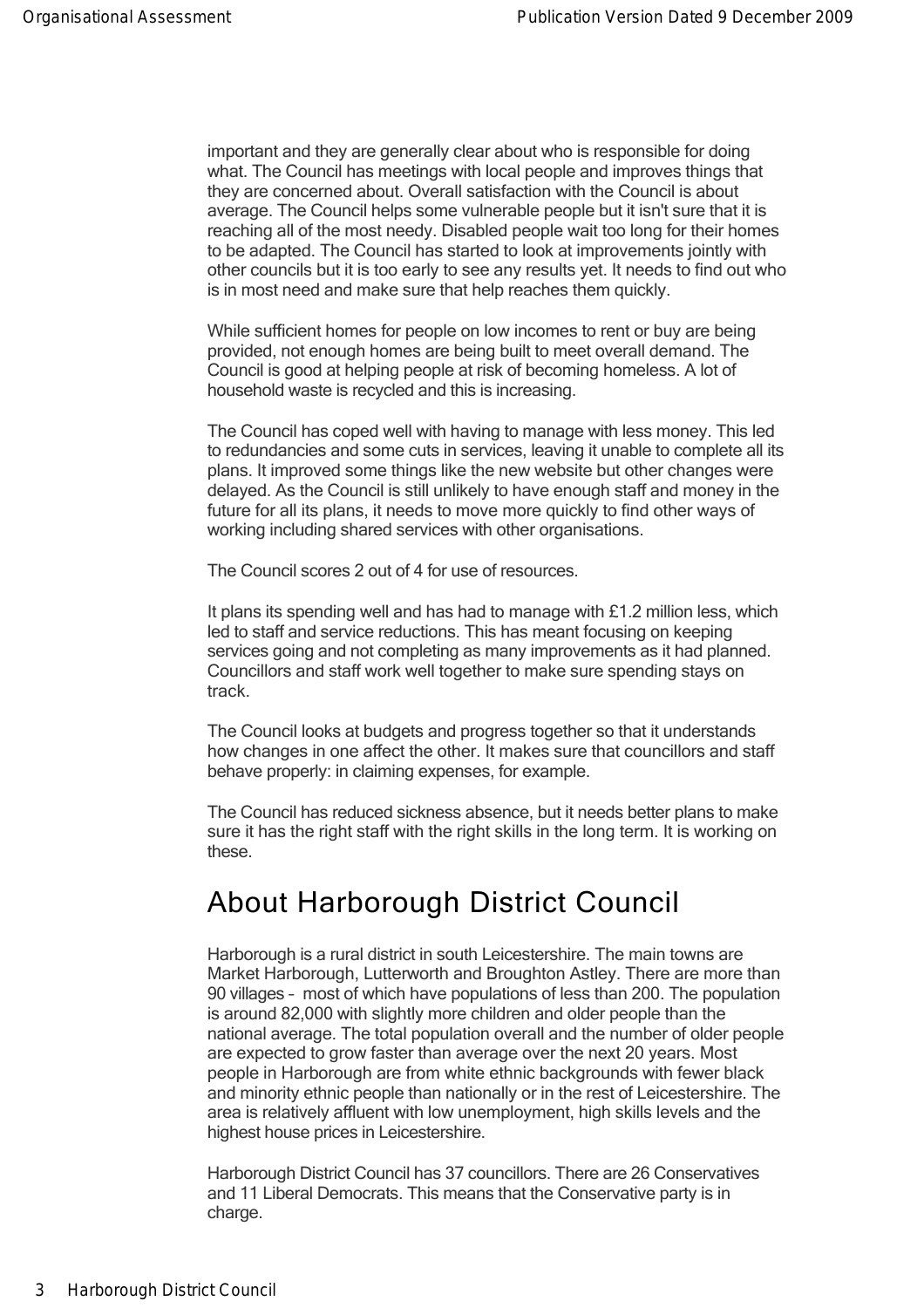important and they are generally clear about who is responsible for doing what. The Council has meetings with local people and improves things that they are concerned about. Overall satisfaction with the Council is about average. The Council helps some vulnerable people but it isn't sure that it is reaching all of the most needy. Disabled people wait too long for their homes to be adapted. The Council has started to look at improvements jointly with other councils but it is too early to see any results yet. It needs to find out who is in most need and make sure that help reaches them quickly.

While sufficient homes for people on low incomes to rent or buy are being provided, not enough homes are being built to meet overall demand. The Council is good at helping people at risk of becoming homeless. A lot of household waste is recycled and this is increasing.

The Council has coped well with having to manage with less money. This led to redundancies and some cuts in services, leaving it unable to complete all its plans. It improved some things like the new website but other changes were delayed. As the Council is still unlikely to have enough staff and money in the future for all its plans, it needs to move more quickly to find other ways of working including shared services with other organisations.

The Council scores 2 out of 4 for use of resources.

It plans its spending well and has had to manage with £1.2 million less, which led to staff and service reductions. This has meant focusing on keeping services going and not completing as many improvements as it had planned. Councillors and staff work well together to make sure spending stays on track.

The Council looks at budgets and progress together so that it understands how changes in one affect the other. It makes sure that councillors and staff behave properly: in claiming expenses, for example.

The Council has reduced sickness absence, but it needs better plans to make sure it has the right staff with the right skills in the long term. It is working on these.

## About Harborough District Council

Harborough is a rural district in south Leicestershire. The main towns are Market Harborough, Lutterworth and Broughton Astley. There are more than 90 villages – most of which have populations of less than 200. The population is around 82,000 with slightly more children and older people than the national average. The total population overall and the number of older people are expected to grow faster than average over the next 20 years. Most people in Harborough are from white ethnic backgrounds with fewer black and minority ethnic people than nationally or in the rest of Leicestershire. The area is relatively affluent with low unemployment, high skills levels and the highest house prices in Leicestershire.

Harborough District Council has 37 councillors. There are 26 Conservatives and 11 Liberal Democrats. This means that the Conservative party is in charge.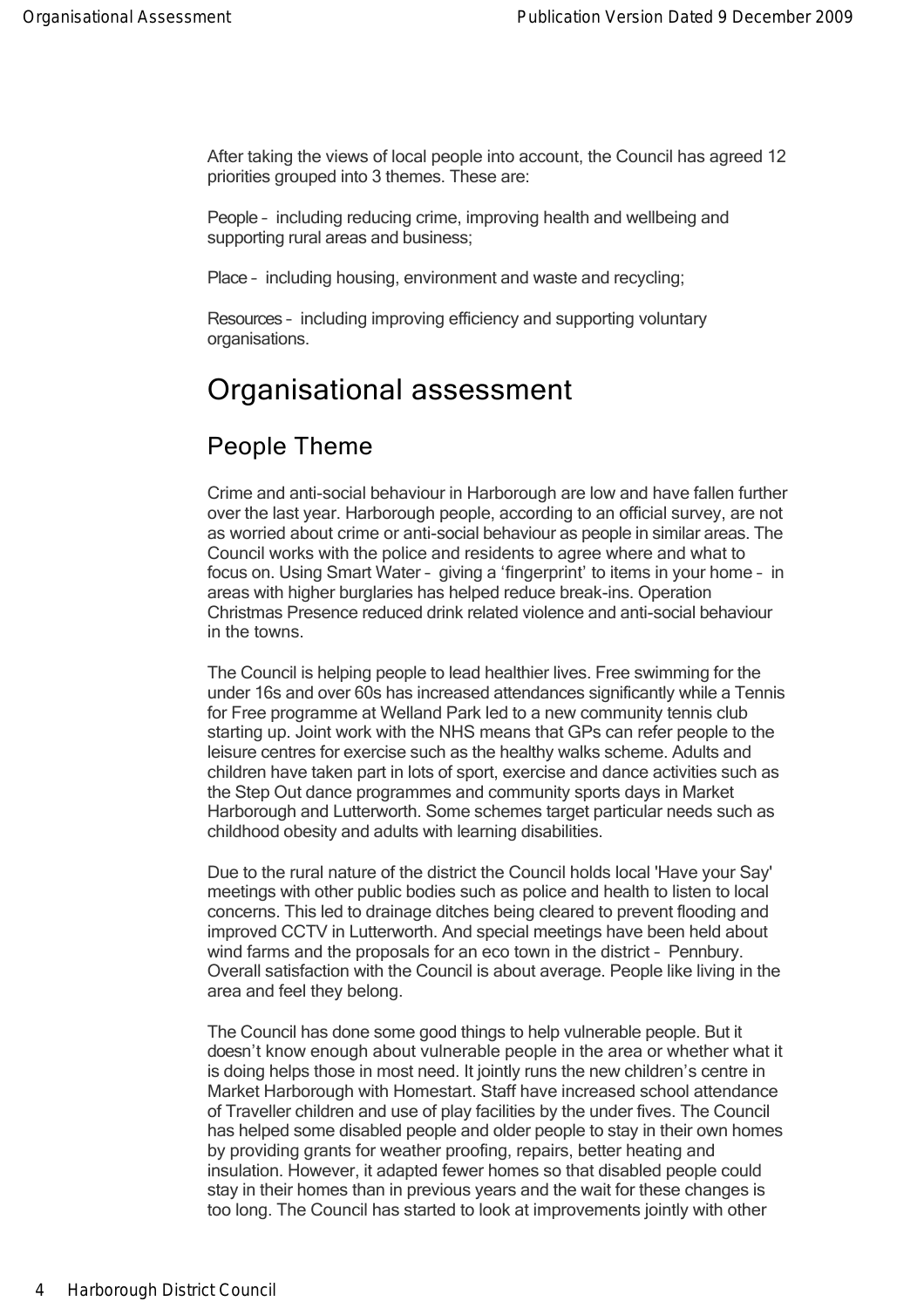After taking the views of local people into account, the Council has agreed 12 priorities grouped into 3 themes. These are:

People – including reducing crime, improving health and wellbeing and supporting rural areas and business;

Place – including housing, environment and waste and recycling;

Resources – including improving efficiency and supporting voluntary organisations.

# Organisational assessment

## People Theme

Crime and anti-social behaviour in Harborough are low and have fallen further over the last year. Harborough people, according to an official survey, are not as worried about crime or anti-social behaviour as people in similar areas. The Council works with the police and residents to agree where and what to focus on. Using Smart Water – giving a 'fingerprint' to items in your home – in areas with higher burglaries has helped reduce break-ins. Operation Christmas Presence reduced drink related violence and anti-social behaviour in the towns.

The Council is helping people to lead healthier lives. Free swimming for the under 16s and over 60s has increased attendances significantly while a Tennis for Free programme at Welland Park led to a new community tennis club starting up. Joint work with the NHS means that GPs can refer people to the leisure centres for exercise such as the healthy walks scheme. Adults and children have taken part in lots of sport, exercise and dance activities such as the Step Out dance programmes and community sports days in Market Harborough and Lutterworth. Some schemes target particular needs such as childhood obesity and adults with learning disabilities.

Due to the rural nature of the district the Council holds local 'Have your Say' meetings with other public bodies such as police and health to listen to local concerns. This led to drainage ditches being cleared to prevent flooding and improved CCTV in Lutterworth. And special meetings have been held about wind farms and the proposals for an eco town in the district – Pennbury. Overall satisfaction with the Council is about average. People like living in the area and feel they belong.

The Council has done some good things to help vulnerable people. But it doesn't know enough about vulnerable people in the area or whether what it is doing helps those in most need. It jointly runs the new children's centre in Market Harborough with Homestart. Staff have increased school attendance of Traveller children and use of play facilities by the under fives. The Council has helped some disabled people and older people to stay in their own homes by providing grants for weather proofing, repairs, better heating and insulation. However, it adapted fewer homes so that disabled people could stay in their homes than in previous years and the wait for these changes is too long. The Council has started to look at improvements jointly with other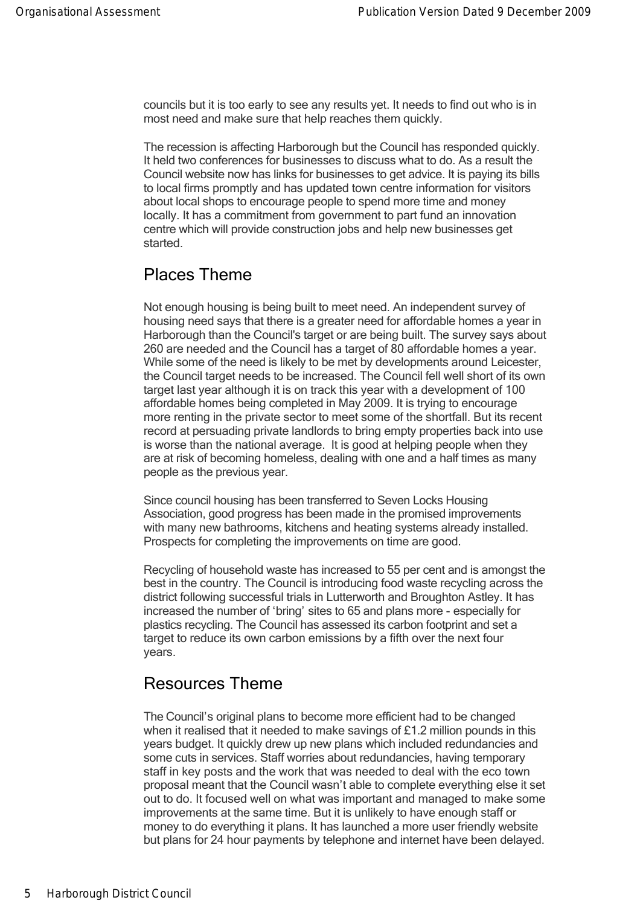councils but it is too early to see any results yet. It needs to find out who is in most need and make sure that help reaches them quickly.

The recession is affecting Harborough but the Council has responded quickly. It held two conferences for businesses to discuss what to do. As a result the Council website now has links for businesses to get advice. It is paying its bills to local firms promptly and has updated town centre information for visitors about local shops to encourage people to spend more time and money locally. It has a commitment from government to part fund an innovation centre which will provide construction jobs and help new businesses get started.

## Places Theme

Not enough housing is being built to meet need. An independent survey of housing need says that there is a greater need for affordable homes a year in Harborough than the Council's target or are being built. The survey says about 260 are needed and the Council has a target of 80 affordable homes a year. While some of the need is likely to be met by developments around Leicester, the Council target needs to be increased. The Council fell well short of its own target last year although it is on track this year with a development of 100 affordable homes being completed in May 2009. It is trying to encourage more renting in the private sector to meet some of the shortfall. But its recent record at persuading private landlords to bring empty properties back into use is worse than the national average. It is good at helping people when they are at risk of becoming homeless, dealing with one and a half times as many people as the previous year.

Since council housing has been transferred to Seven Locks Housing Association, good progress has been made in the promised improvements with many new bathrooms, kitchens and heating systems already installed. Prospects for completing the improvements on time are good.

Recycling of household waste has increased to 55 per cent and is amongst the best in the country. The Council is introducing food waste recycling across the district following successful trials in Lutterworth and Broughton Astley. It has increased the number of 'bring' sites to 65 and plans more - especially for plastics recycling. The Council has assessed its carbon footprint and set a target to reduce its own carbon emissions by a fifth over the next four years.

## Resources Theme

The Council's original plans to become more efficient had to be changed when it realised that it needed to make savings of £1.2 million pounds in this years budget. It quickly drew up new plans which included redundancies and some cuts in services. Staff worries about redundancies, having temporary staff in key posts and the work that was needed to deal with the eco town proposal meant that the Council wasn't able to complete everything else it set out to do. It focused well on what was important and managed to make some improvements at the same time. But it is unlikely to have enough staff or money to do everything it plans. It has launched a more user friendly website but plans for 24 hour payments by telephone and internet have been delayed.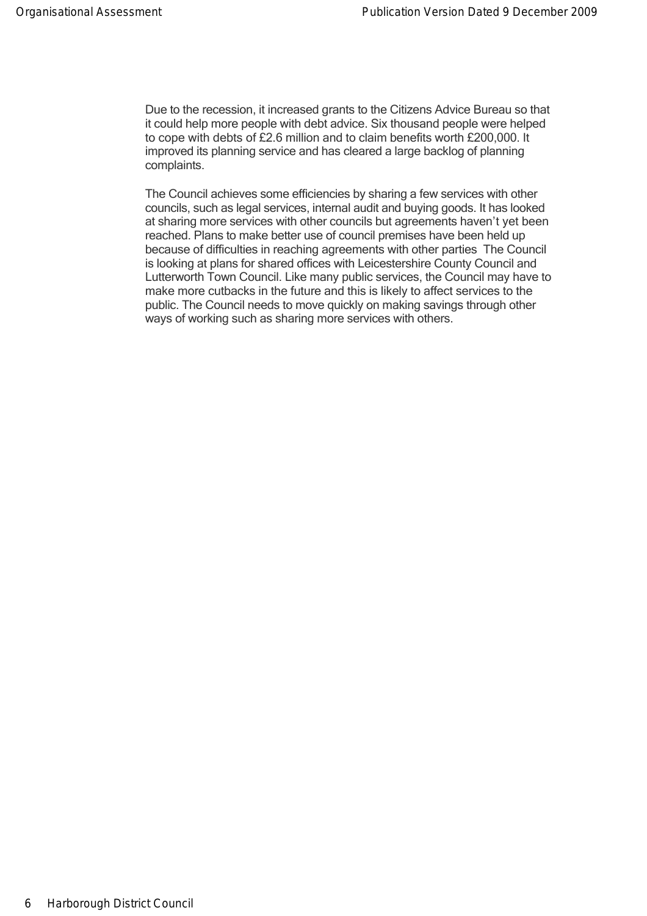Due to the recession, it increased grants to the Citizens Advice Bureau so that it could help more people with debt advice. Six thousand people were helped to cope with debts of £2.6 million and to claim benefits worth £200,000. It improved its planning service and has cleared a large backlog of planning complaints.

The Council achieves some efficiencies by sharing a few services with other councils, such as legal services, internal audit and buying goods. It has looked at sharing more services with other councils but agreements haven't yet been reached. Plans to make better use of council premises have been held up because of difficulties in reaching agreements with other parties The Council is looking at plans for shared offices with Leicestershire County Council and Lutterworth Town Council. Like many public services, the Council may have to make more cutbacks in the future and this is likely to affect services to the public. The Council needs to move quickly on making savings through other ways of working such as sharing more services with others.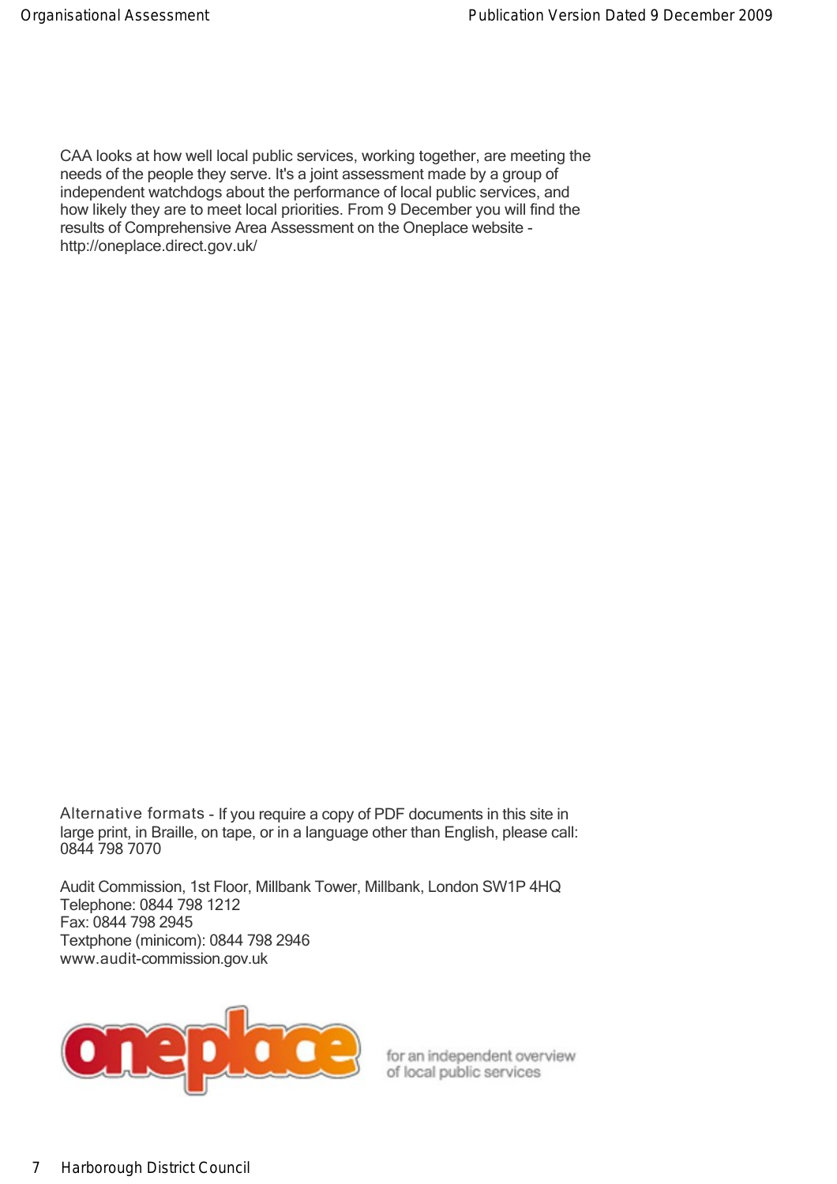CAA looks at how well local public services, working together, are meeting the needs of the people they serve. It's a joint assessment made by a group of independent watchdogs about the performance of local public services, and how likely they are to meet local priorities. From 9 December you will find the results of Comprehensive Area Assessment on the Oneplace website - http://oneplace.direct.gov.uk/

Alternative formats - If you require a copy of PDF documents in this site in large print, in Braille, on tape, or in a language other than English, please call: 0844 798 7070

Audit Commission, 1st Floor, Millbank Tower, Millbank, London SW1P 4HQ
Telephone: 0844 798 1212
Fax: 0844 798 2945
Textphone (minicom): 0844 798 2946
www.audit-commission.gov.uk

oneplace

for an independent overview of local public services